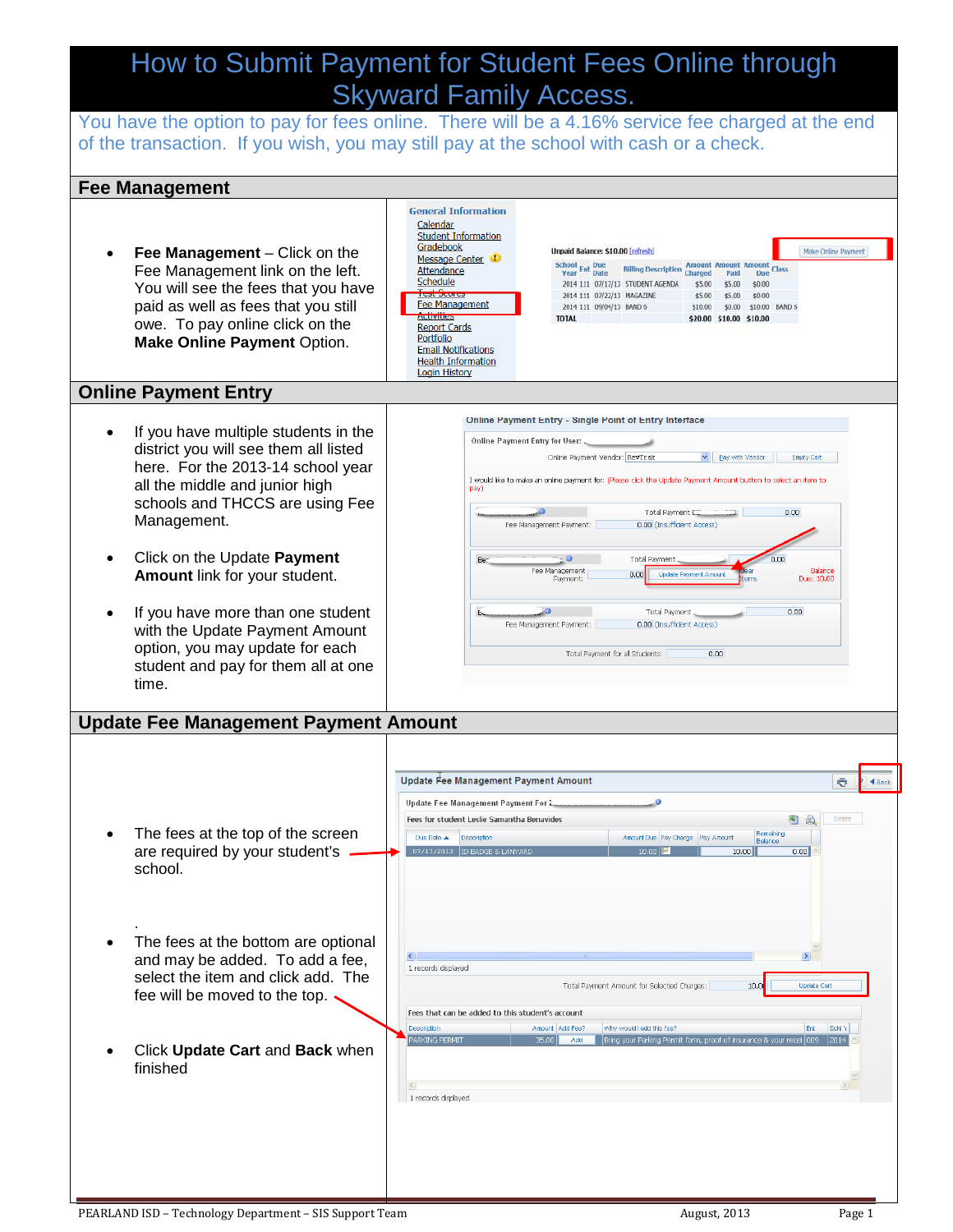# How to Submit Payment for Student Fees Online through Skyward Family Access.

You have the option to pay for fees online. There will be a 4.16% service fee charged at the end of the transaction. If you wish, you may still pay at the school with cash or a check.

## Fee Management

- **Fee Management** – Click on the Fee Management link on the left. You will see the fees that you have paid as well as fees that you still owe. To pay online click on the **Make Online Payment** Option.

## Online Payment Entry

- If you have multiple students in the district you will see them all listed here. For the 2013-14 school year all the middle and junior high schools and THCCS are using Fee Management.
- Click on the Update **Payment Amount** link for your student.
- If you have more than one student with the Update Payment Amount option, you may update for each student and pay for them all at one time.

## Update Fee Management Payment Amount

- The fees at the top of the screen are required by your student's school.
- The fees at the bottom are optional and may be added. To add a fee, select the item and click add. The fee will be moved to the top.
- Click **Update Cart** and **Back** when finished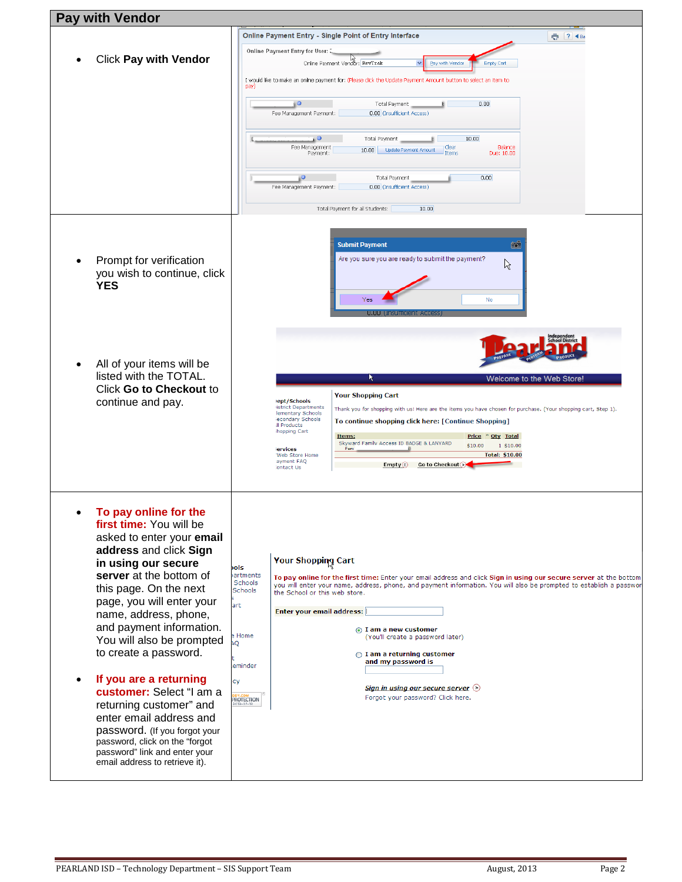## Pay with Vendor

- Click **Pay with Vendor**

- Prompt for verification you wish to continue, click **YES**

- All of your items will be listed with the TOTAL. Click **Go to Checkout** to continue and pay.

- **To pay online for the first time:** You will be asked to enter your **email address** and click **Sign in using our secure server** at the bottom of this page. On the next page, you will enter your name, address, phone, and payment information. You will also be prompted to create a password.

- **If you are a returning customer:** Select "I am a returning customer" and enter email address and password. (If you forgot your password, click on the "forgot password" link and enter your email address to retrieve it).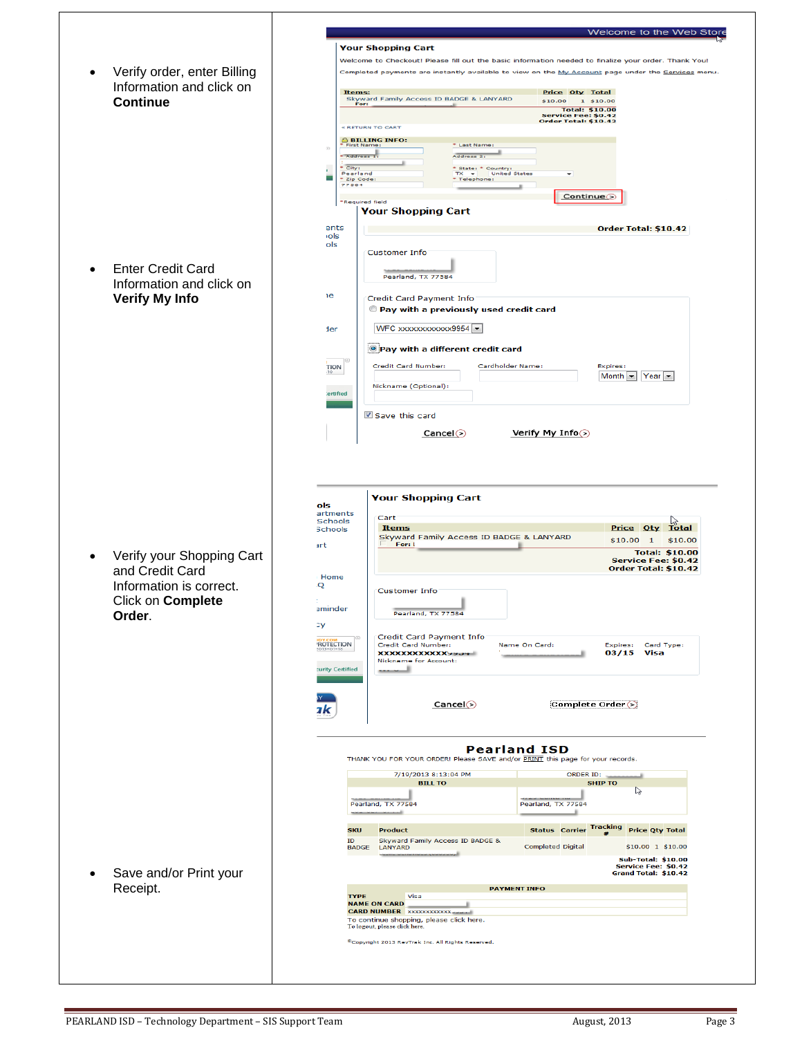- Verify order, enter Billing Information and click on **Continue**

Welcome to the Web Store

Your Shopping Cart

Welcome to Checkout! Please fill out the basic information needed to finalize your order. Thank You!

Completed payments are instantly available to view on the My Account page under the Services menu.

| Items: | Price | Qty | Total |
|---|---|---|---|
| Skyward Family Access ID BADGE & LANYARD For: | $10.00 | 1 | $10.00 |

Total: $10.00
Service Fee: $0.42
Order Total: $10.42

< RETURN TO CART

BILLING INFO:

* First Name: * Last Name:

* Address 1: Address 2:

* City: Pearland * State: TX * Country: United States

* Zip Code: 77584 * Telephone:

*Required field

Continue

- Enter Credit Card Information and click on **Verify My Info**

Your Shopping Cart

Order Total: $10.42

Customer Info

Pearland, TX 77584

Credit Card Payment Info

Pay with a previously used credit card

WFC xxxxxxxxxxxx9954

Pay with a different credit card

Credit Card Number: Cardholder Name: Expires: Month Year

Nickname (Optional):

Save this card

Cancel Verify My Info

- Verify your Shopping Cart and Credit Card Information is correct. Click on **Complete Order**.

Your Shopping Cart

Cart

| Items | Price | Qty | Total |
|---|---|---|---|
| Skyward Family Access ID BADGE & LANYARD For: | $10.00 | 1 | $10.00 |

Total: $10.00
Service Fee: $0.42
Order Total: $10.42

Customer Info

Pearland, TX 77584

Credit Card Payment Info

Credit Card Number: XXXXXXXXXXXX Name On Card: Expires: 03/15 Card Type: Visa

Nickname for Account:

Cancel Complete Order

- Save and/or Print your Receipt.

Pearland ISD

THANK YOU FOR YOUR ORDER! Please SAVE and/or PRINT this page for your records.

7/19/2013 8:13:04 PM ORDER ID:

| BILL TO | SHIP TO |
|---|---|
| Pearland, TX 77584 | Pearland, TX 77584 |

| SKU | Product | Status | Carrier | Tracking # | Price | Qty | Total |
|---|---|---|---|---|---|---|---|
| ID BADGE | Skyward Family Access ID BADGE & LANYARD | Completed | Digital | | $10.00 | 1 | $10.00 |

Sub-Total: $10.00
Service Fee: $0.42
Grand Total: $10.42

PAYMENT INFO

| | |
|---|---|
| TYPE | Visa |
| NAME ON CARD | |
| CARD NUMBER | xxxxxxxxxxxx |

To continue shopping, please click here.
To logout, please click here.

©Copyright 2013 RevTrak Inc. All Rights Reserved.